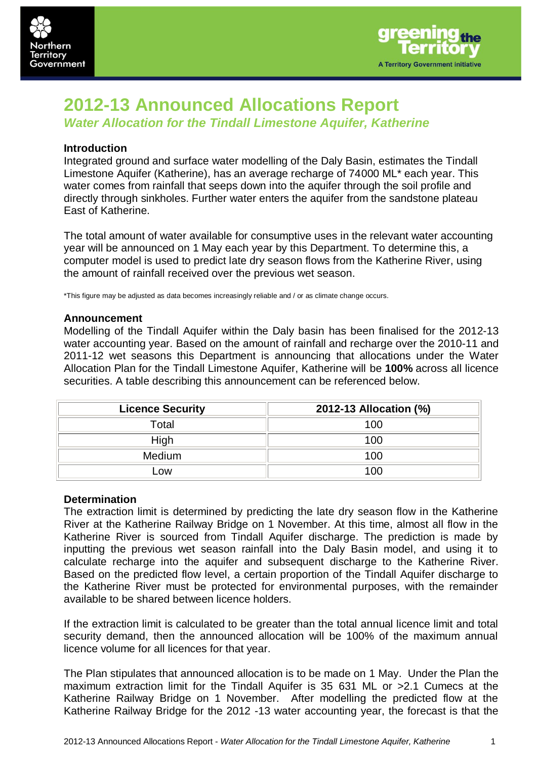# 2012-13 Announced Allocations Report

## *Water Allocation for the Tindall Limestone Aquifer, Katherine*

### Introduction

Integrated ground and surface water modelling of the Daly Basin, estimates the Tindall Limestone Aquifer (Katherine), has an average recharge of 74000 ML* each year. This water comes from rainfall that seeps down into the aquifer through the soil profile and directly through sinkholes. Further water enters the aquifer from the sandstone plateau East of Katherine.

The total amount of water available for consumptive uses in the relevant water accounting year will be announced on 1 May each year by this Department. To determine this, a computer model is used to predict late dry season flows from the Katherine River, using the amount of rainfall received over the previous wet season.

*This figure may be adjusted as data becomes increasingly reliable and / or as climate change occurs.

### Announcement

Modelling of the Tindall Aquifer within the Daly basin has been finalised for the 2012-13 water accounting year. Based on the amount of rainfall and recharge over the 2010-11 and 2011-12 wet seasons this Department is announcing that allocations under the Water Allocation Plan for the Tindall Limestone Aquifer, Katherine will be **100%** across all licence securities. A table describing this announcement can be referenced below.

| Licence Security | 2012-13 Allocation (%) |
|---|---|
| Total | 100 |
| High | 100 |
| Medium | 100 |
| Low | 100 |

### Determination

The extraction limit is determined by predicting the late dry season flow in the Katherine River at the Katherine Railway Bridge on 1 November. At this time, almost all flow in the Katherine River is sourced from Tindall Aquifer discharge. The prediction is made by inputting the previous wet season rainfall into the Daly Basin model, and using it to calculate recharge into the aquifer and subsequent discharge to the Katherine River. Based on the predicted flow level, a certain proportion of the Tindall Aquifer discharge to the Katherine River must be protected for environmental purposes, with the remainder available to be shared between licence holders.

If the extraction limit is calculated to be greater than the total annual licence limit and total security demand, then the announced allocation will be 100% of the maximum annual licence volume for all licences for that year.

The Plan stipulates that announced allocation is to be made on 1 May. Under the Plan the maximum extraction limit for the Tindall Aquifer is 35 631 ML or >2.1 Cumecs at the Katherine Railway Bridge on 1 November. After modelling the predicted flow at the Katherine Railway Bridge for the 2012 -13 water accounting year, the forecast is that the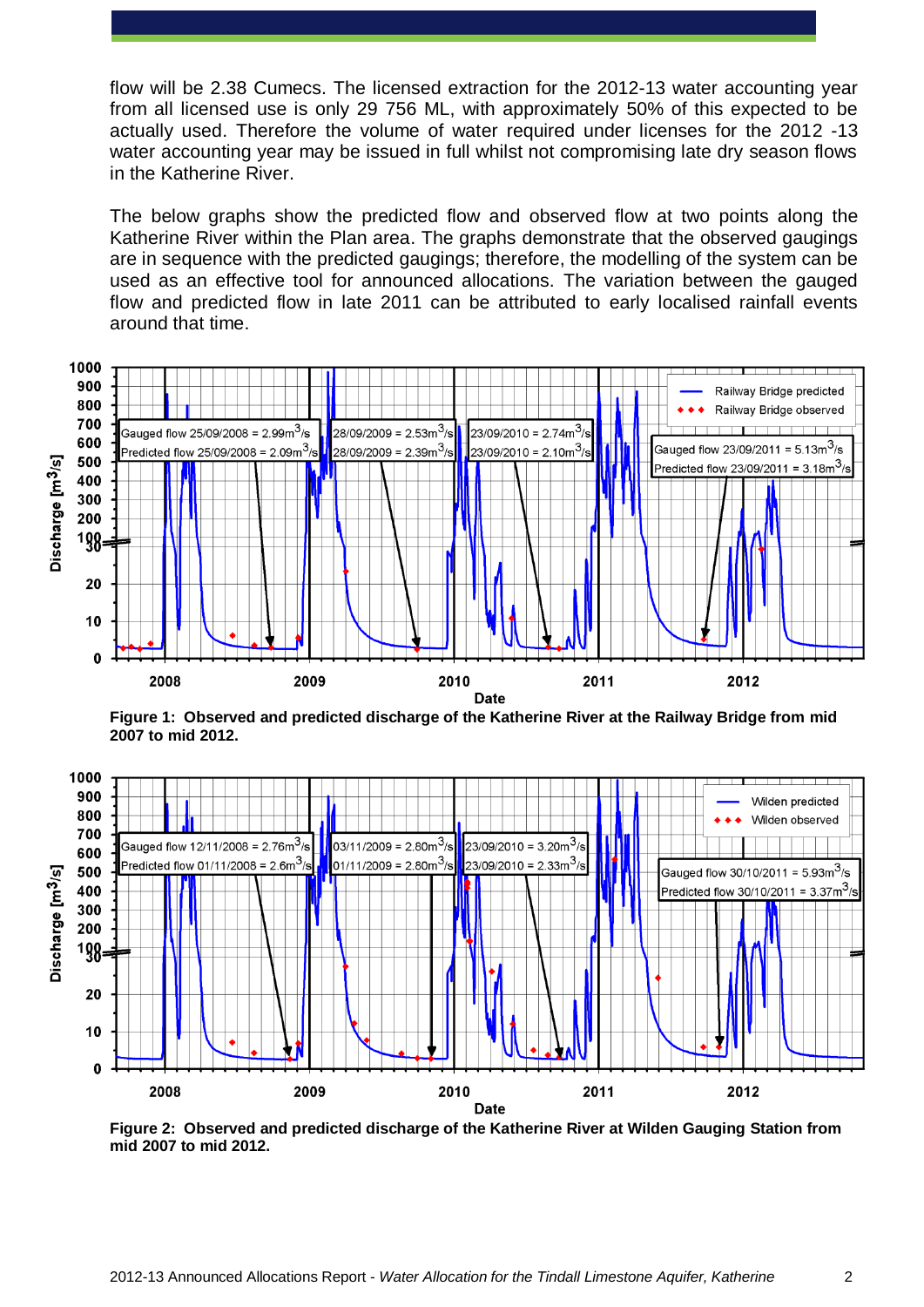flow will be 2.38 Cumecs. The licensed extraction for the 2012-13 water accounting year from all licensed use is only 29 756 ML, with approximately 50% of this expected to be actually used. Therefore the volume of water required under licenses for the 2012 -13 water accounting year may be issued in full whilst not compromising late dry season flows in the Katherine River.

The below graphs show the predicted flow and observed flow at two points along the Katherine River within the Plan area. The graphs demonstrate that the observed gaugings are in sequence with the predicted gaugings; therefore, the modelling of the system can be used as an effective tool for announced allocations. The variation between the gauged flow and predicted flow in late 2011 can be attributed to early localised rainfall events around that time.

**Figure 1: Observed and predicted discharge of the Katherine River at the Railway Bridge from mid 2007 to mid 2012.**

**Figure 2: Observed and predicted discharge of the Katherine River at Wilden Gauging Station from mid 2007 to mid 2012.**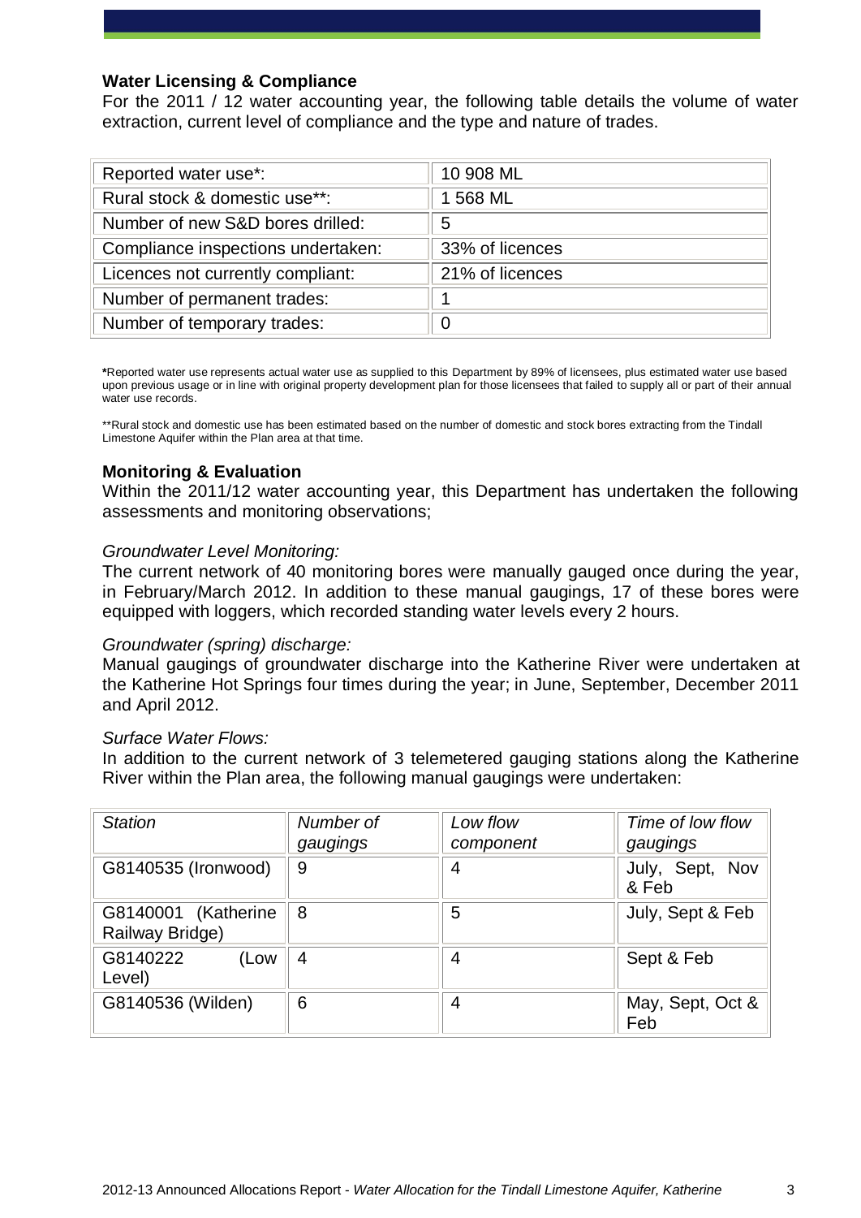## Water Licensing & Compliance

For the 2011 / 12 water accounting year, the following table details the volume of water extraction, current level of compliance and the type and nature of trades.

| | |
|---|---|
| Reported water use*: | 10 908 ML |
| Rural stock & domestic use**: | 1 568 ML |
| Number of new S&D bores drilled: | 5 |
| Compliance inspections undertaken: | 33% of licences |
| Licences not currently compliant: | 21% of licences |
| Number of permanent trades: | 1 |
| Number of temporary trades: | 0 |

*Reported water use represents actual water use as supplied to this Department by 89% of licensees, plus estimated water use based upon previous usage or in line with original property development plan for those licensees that failed to supply all or part of their annual water use records.

**Rural stock and domestic use has been estimated based on the number of domestic and stock bores extracting from the Tindall Limestone Aquifer within the Plan area at that time.

## Monitoring & Evaluation

Within the 2011/12 water accounting year, this Department has undertaken the following assessments and monitoring observations;

*Groundwater Level Monitoring:*

The current network of 40 monitoring bores were manually gauged once during the year, in February/March 2012. In addition to these manual gaugings, 17 of these bores were equipped with loggers, which recorded standing water levels every 2 hours.

*Groundwater (spring) discharge:*

Manual gaugings of groundwater discharge into the Katherine River were undertaken at the Katherine Hot Springs four times during the year; in June, September, December 2011 and April 2012.

*Surface Water Flows:*

In addition to the current network of 3 telemetered gauging stations along the Katherine River within the Plan area, the following manual gaugings were undertaken:

| *Station* | *Number of gaugings* | *Low flow component* | *Time of low flow gaugings* |
|---|---|---|---|
| G8140535 (Ironwood) | 9 | 4 | July, Sept, Nov & Feb |
| G8140001 (Katherine Railway Bridge) | 8 | 5 | July, Sept & Feb |
| G8140222 (Low Level) | 4 | 4 | Sept & Feb |
| G8140536 (Wilden) | 6 | 4 | May, Sept, Oct & Feb |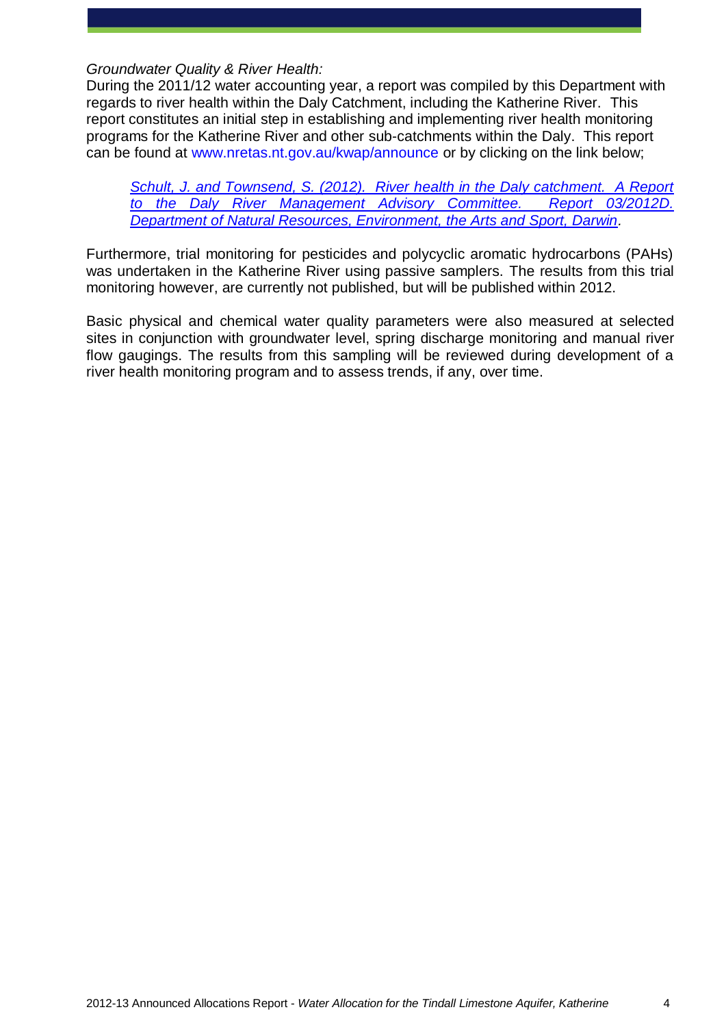*Groundwater Quality & River Health:*

During the 2011/12 water accounting year, a report was compiled by this Department with regards to river health within the Daly Catchment, including the Katherine River. This report constitutes an initial step in establishing and implementing river health monitoring programs for the Katherine River and other sub-catchments within the Daly. This report can be found at www.nretas.nt.gov.au/kwap/announce or by clicking on the link below;

> *Schult, J. and Townsend, S. (2012). River health in the Daly catchment. A Report to the Daly River Management Advisory Committee. Report 03/2012D. Department of Natural Resources, Environment, the Arts and Sport, Darwin.*

Furthermore, trial monitoring for pesticides and polycyclic aromatic hydrocarbons (PAHs) was undertaken in the Katherine River using passive samplers. The results from this trial monitoring however, are currently not published, but will be published within 2012.

Basic physical and chemical water quality parameters were also measured at selected sites in conjunction with groundwater level, spring discharge monitoring and manual river flow gaugings. The results from this sampling will be reviewed during development of a river health monitoring program and to assess trends, if any, over time.